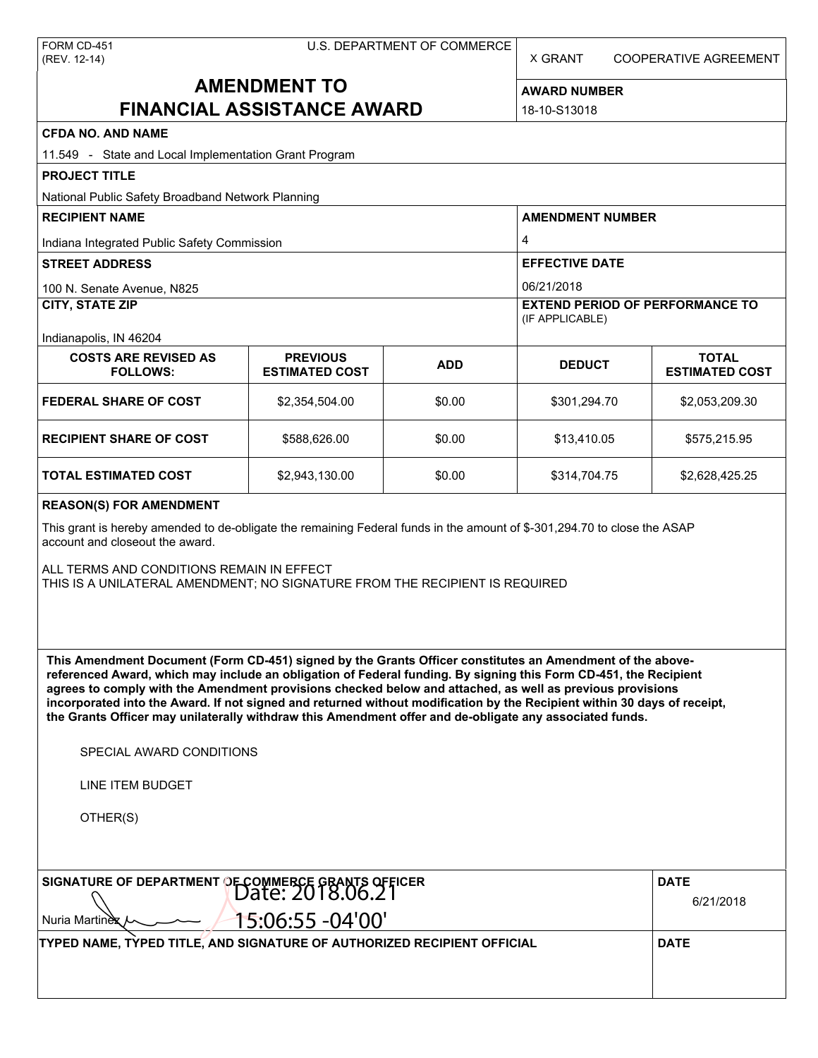FORM CD-451
(REV. 12-14)

U.S. DEPARTMENT OF COMMERCE

X GRANT    COOPERATIVE AGREEMENT

# AMENDMENT TO FINANCIAL ASSISTANCE AWARD

**AWARD NUMBER**
18-10-S13018

**CFDA NO. AND NAME**
11.549 - State and Local Implementation Grant Program

**PROJECT TITLE**
National Public Safety Broadband Network Planning

**RECIPIENT NAME**
Indiana Integrated Public Safety Commission

**AMENDMENT NUMBER**
4

**STREET ADDRESS**
100 N. Senate Avenue, N825

**EFFECTIVE DATE**
06/21/2018

**CITY, STATE ZIP**
Indianapolis, IN 46204

**EXTEND PERIOD OF PERFORMANCE TO** (IF APPLICABLE)

| COSTS ARE REVISED AS FOLLOWS: | PREVIOUS ESTIMATED COST | ADD | DEDUCT | TOTAL ESTIMATED COST |
|---|---|---|---|---|
| FEDERAL SHARE OF COST | $2,354,504.00 | $0.00 | $301,294.70 | $2,053,209.30 |
| RECIPIENT SHARE OF COST | $588,626.00 | $0.00 | $13,410.05 | $575,215.95 |
| TOTAL ESTIMATED COST | $2,943,130.00 | $0.00 | $314,704.75 | $2,628,425.25 |

**REASON(S) FOR AMENDMENT**

This grant is hereby amended to de-obligate the remaining Federal funds in the amount of $-301,294.70 to close the ASAP account and closeout the award.

ALL TERMS AND CONDITIONS REMAIN IN EFFECT
THIS IS A UNILATERAL AMENDMENT; NO SIGNATURE FROM THE RECIPIENT IS REQUIRED

**This Amendment Document (Form CD-451) signed by the Grants Officer constitutes an Amendment of the above-referenced Award, which may include an obligation of Federal funding. By signing this Form CD-451, the Recipient agrees to comply with the Amendment provisions checked below and attached, as well as previous provisions incorporated into the Award. If not signed and returned without modification by the Recipient within 30 days of receipt, the Grants Officer may unilaterally withdraw this Amendment offer and de-obligate any associated funds.**

SPECIAL AWARD CONDITIONS

LINE ITEM BUDGET

OTHER(S)

**SIGNATURE OF DEPARTMENT OF COMMERCE GRANTS OFFICER**
Nuria Martinez
Date: 2018.06.21 15:06:55 -04'00'

**DATE**
6/21/2018

**TYPED NAME, TYPED TITLE, AND SIGNATURE OF AUTHORIZED RECIPIENT OFFICIAL**

**DATE**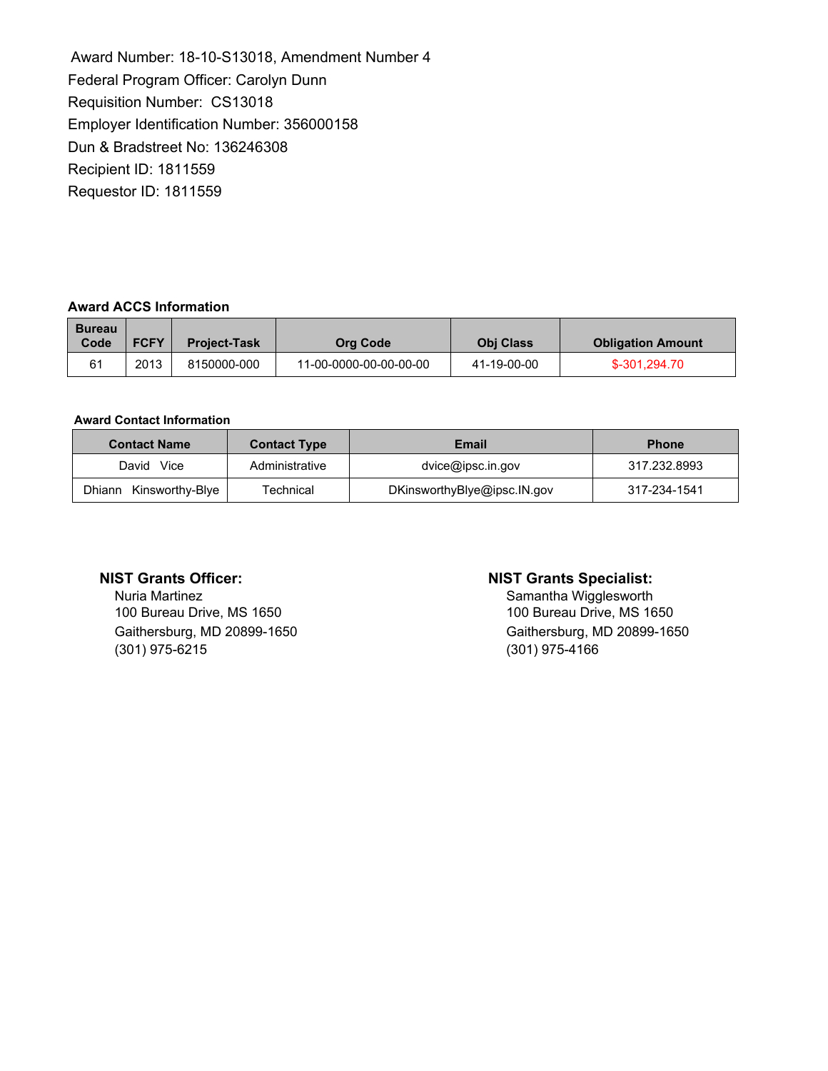Award Number: 18-10-S13018, Amendment Number 4
Federal Program Officer: Carolyn Dunn
Requisition Number: CS13018
Employer Identification Number: 356000158
Dun & Bradstreet No: 136246308
Recipient ID: 1811559
Requestor ID: 1811559

**Award ACCS Information**

| Bureau Code | FCFY | Project-Task | Org Code | Obj Class | Obligation Amount |
|---|---|---|---|---|---|
| 61 | 2013 | 8150000-000 | 11-00-0000-00-00-00-00 | 41-19-00-00 | $-301,294.70 |

**Award Contact Information**

| Contact Name | Contact Type | Email | Phone |
|---|---|---|---|
| David Vice | Administrative | dvice@ipsc.in.gov | 317.232.8993 |
| Dhiann Kinsworthy-Blye | Technical | DKinsworthyBlye@ipsc.IN.gov | 317-234-1541 |

**NIST Grants Officer:**
Nuria Martinez
100 Bureau Drive, MS 1650
Gaithersburg, MD 20899-1650
(301) 975-6215

**NIST Grants Specialist:**
Samantha Wigglesworth
100 Bureau Drive, MS 1650
Gaithersburg, MD 20899-1650
(301) 975-4166